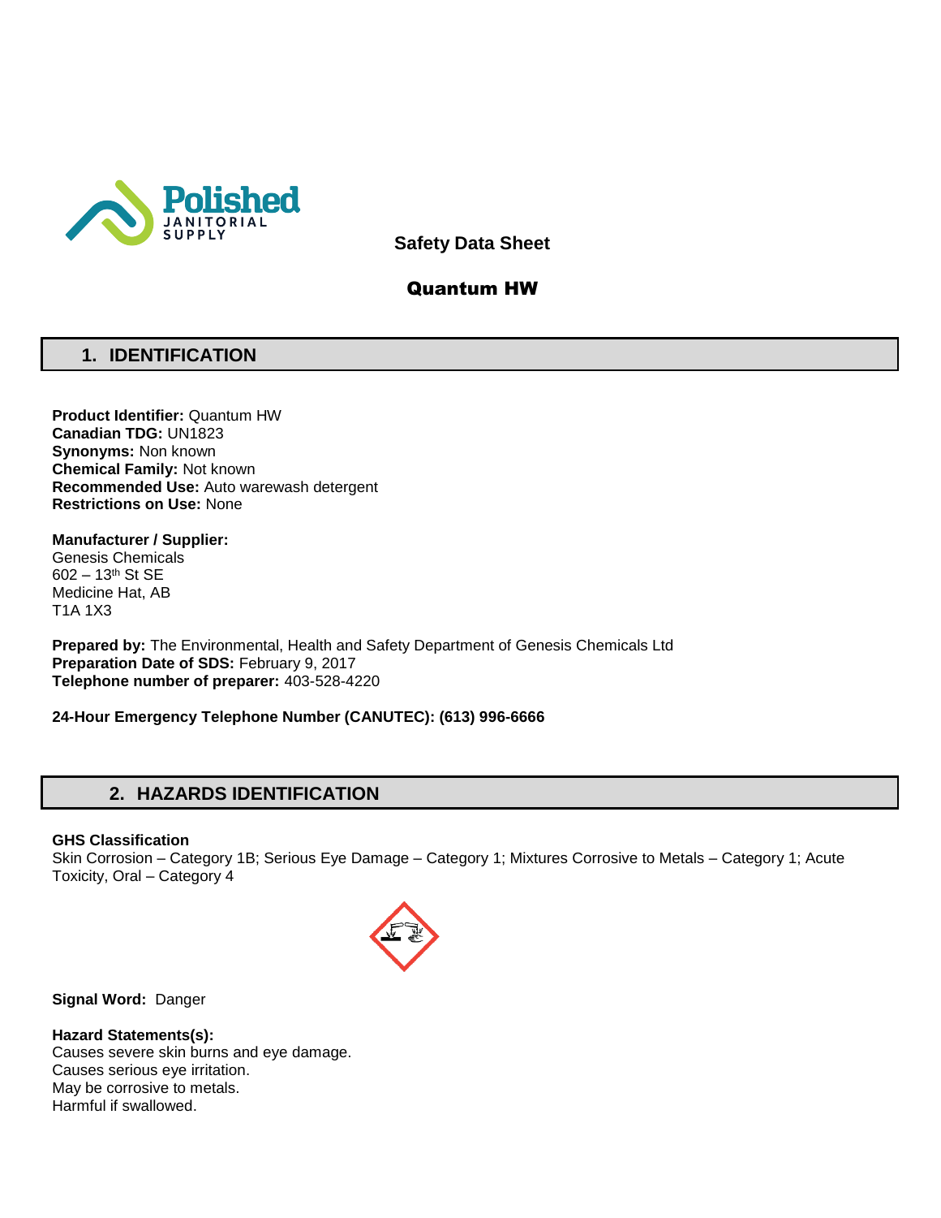Polished JANITORIAL SUPPLY

**Safety Data Sheet**

# Quantum HW

## 1. IDENTIFICATION

**Product Identifier:** Quantum HW
**Canadian TDG:** UN1823
**Synonyms:** Non known
**Chemical Family:** Not known
**Recommended Use:** Auto warewash detergent
**Restrictions on Use:** None

**Manufacturer / Supplier:**
Genesis Chemicals
602 – 13th St SE
Medicine Hat, AB
T1A 1X3

**Prepared by:** The Environmental, Health and Safety Department of Genesis Chemicals Ltd
**Preparation Date of SDS:** February 9, 2017
**Telephone number of preparer:** 403-528-4220

**24-Hour Emergency Telephone Number (CANUTEC): (613) 996-6666**

## 2. HAZARDS IDENTIFICATION

**GHS Classification**
Skin Corrosion – Category 1B; Serious Eye Damage – Category 1; Mixtures Corrosive to Metals – Category 1; Acute Toxicity, Oral – Category 4

**Signal Word:** Danger

**Hazard Statements(s):**
Causes severe skin burns and eye damage.
Causes serious eye irritation.
May be corrosive to metals.
Harmful if swallowed.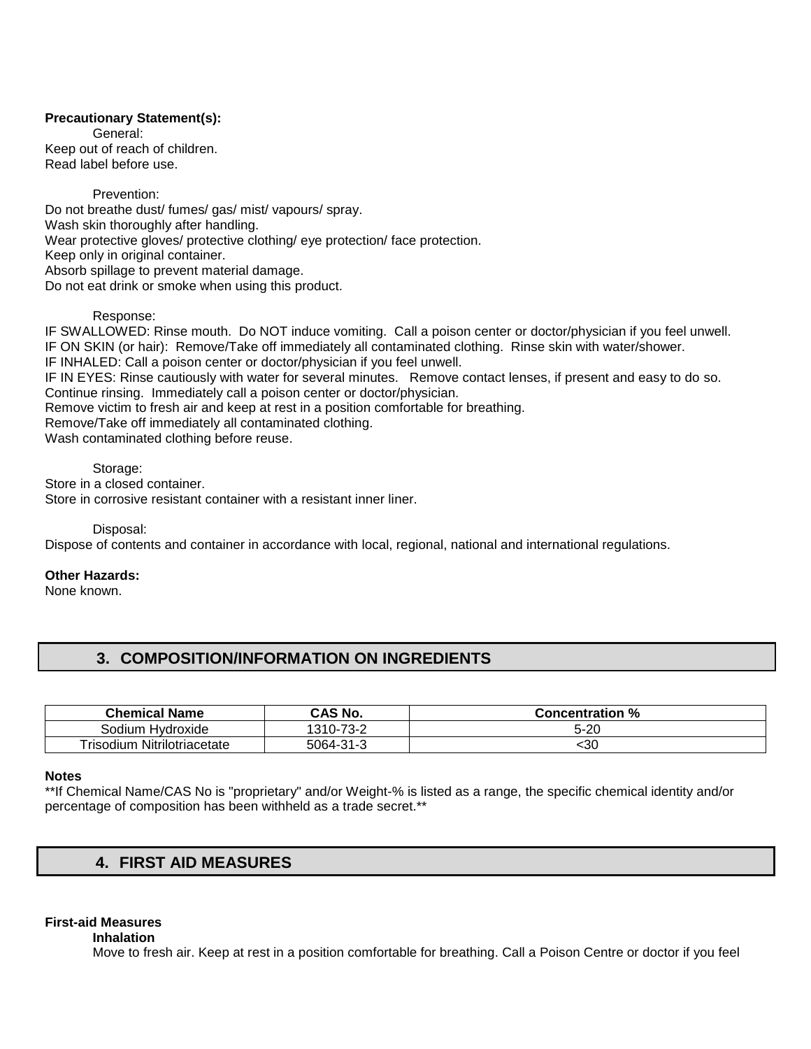**Precautionary Statement(s):**

General:

Keep out of reach of children.
Read label before use.

Prevention:

Do not breathe dust/ fumes/ gas/ mist/ vapours/ spray.
Wash skin thoroughly after handling.
Wear protective gloves/ protective clothing/ eye protection/ face protection.
Keep only in original container.
Absorb spillage to prevent material damage.
Do not eat drink or smoke when using this product.

Response:

IF SWALLOWED: Rinse mouth. Do NOT induce vomiting. Call a poison center or doctor/physician if you feel unwell.
IF ON SKIN (or hair): Remove/Take off immediately all contaminated clothing. Rinse skin with water/shower.
IF INHALED: Call a poison center or doctor/physician if you feel unwell.
IF IN EYES: Rinse cautiously with water for several minutes. Remove contact lenses, if present and easy to do so. Continue rinsing. Immediately call a poison center or doctor/physician.
Remove victim to fresh air and keep at rest in a position comfortable for breathing.
Remove/Take off immediately all contaminated clothing.
Wash contaminated clothing before reuse.

Storage:

Store in a closed container.
Store in corrosive resistant container with a resistant inner liner.

Disposal:

Dispose of contents and container in accordance with local, regional, national and international regulations.

**Other Hazards:**
None known.

## 3. COMPOSITION/INFORMATION ON INGREDIENTS

| Chemical Name | CAS No. | Concentration % |
|---|---|---|
| Sodium Hydroxide | 1310-73-2 | 5-20 |
| Trisodium Nitrilotriacetate | 5064-31-3 | <30 |

**Notes**
**If Chemical Name/CAS No is "proprietary" and/or Weight-% is listed as a range, the specific chemical identity and/or percentage of composition has been withheld as a trade secret.**

## 4. FIRST AID MEASURES

**First-aid Measures**

**Inhalation**

Move to fresh air. Keep at rest in a position comfortable for breathing. Call a Poison Centre or doctor if you feel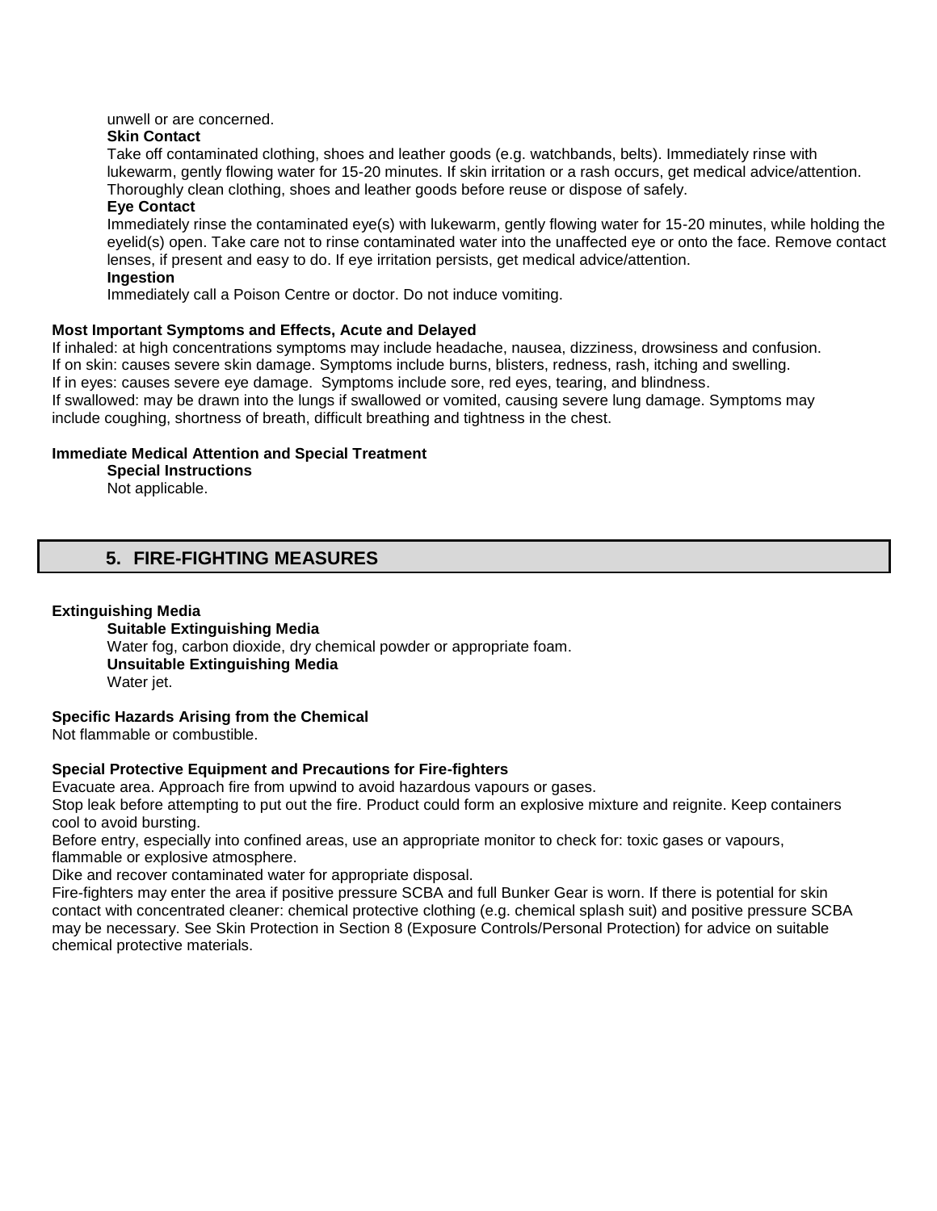unwell or are concerned.

**Skin Contact**

Take off contaminated clothing, shoes and leather goods (e.g. watchbands, belts). Immediately rinse with lukewarm, gently flowing water for 15-20 minutes. If skin irritation or a rash occurs, get medical advice/attention. Thoroughly clean clothing, shoes and leather goods before reuse or dispose of safely.

**Eye Contact**

Immediately rinse the contaminated eye(s) with lukewarm, gently flowing water for 15-20 minutes, while holding the eyelid(s) open. Take care not to rinse contaminated water into the unaffected eye or onto the face. Remove contact lenses, if present and easy to do. If eye irritation persists, get medical advice/attention.

**Ingestion**

Immediately call a Poison Centre or doctor. Do not induce vomiting.

**Most Important Symptoms and Effects, Acute and Delayed**

If inhaled: at high concentrations symptoms may include headache, nausea, dizziness, drowsiness and confusion.
If on skin: causes severe skin damage. Symptoms include burns, blisters, redness, rash, itching and swelling.
If in eyes: causes severe eye damage. Symptoms include sore, red eyes, tearing, and blindness.
If swallowed: may be drawn into the lungs if swallowed or vomited, causing severe lung damage. Symptoms may include coughing, shortness of breath, difficult breathing and tightness in the chest.

**Immediate Medical Attention and Special Treatment**

**Special Instructions**

Not applicable.

## 5. FIRE-FIGHTING MEASURES

**Extinguishing Media**

**Suitable Extinguishing Media**

Water fog, carbon dioxide, dry chemical powder or appropriate foam.

**Unsuitable Extinguishing Media**

Water jet.

**Specific Hazards Arising from the Chemical**

Not flammable or combustible.

**Special Protective Equipment and Precautions for Fire-fighters**

Evacuate area. Approach fire from upwind to avoid hazardous vapours or gases.
Stop leak before attempting to put out the fire. Product could form an explosive mixture and reignite. Keep containers cool to avoid bursting.
Before entry, especially into confined areas, use an appropriate monitor to check for: toxic gases or vapours, flammable or explosive atmosphere.
Dike and recover contaminated water for appropriate disposal.
Fire-fighters may enter the area if positive pressure SCBA and full Bunker Gear is worn. If there is potential for skin contact with concentrated cleaner: chemical protective clothing (e.g. chemical splash suit) and positive pressure SCBA may be necessary. See Skin Protection in Section 8 (Exposure Controls/Personal Protection) for advice on suitable chemical protective materials.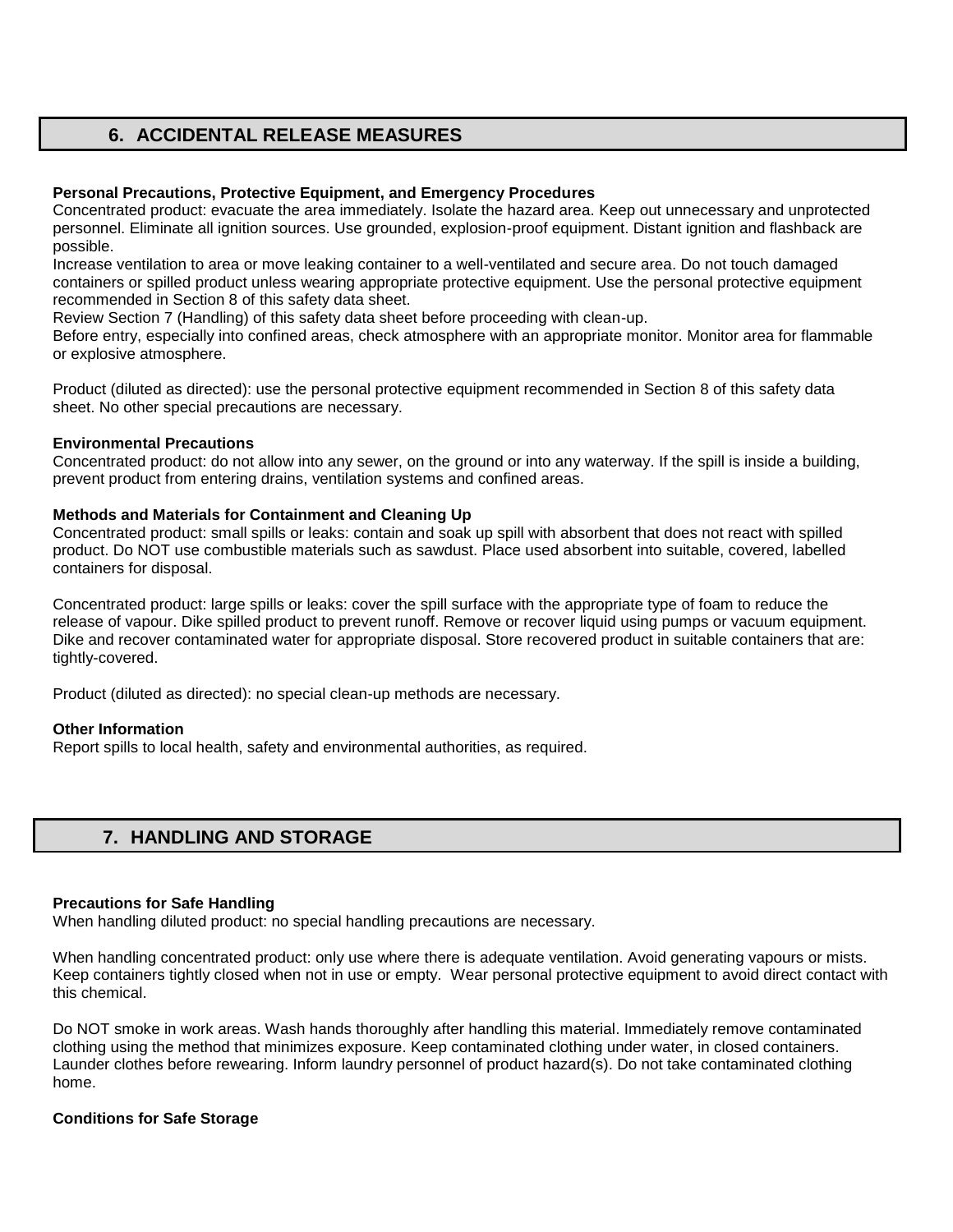## 6. ACCIDENTAL RELEASE MEASURES

**Personal Precautions, Protective Equipment, and Emergency Procedures**
Concentrated product: evacuate the area immediately. Isolate the hazard area. Keep out unnecessary and unprotected personnel. Eliminate all ignition sources. Use grounded, explosion-proof equipment. Distant ignition and flashback are possible.
Increase ventilation to area or move leaking container to a well-ventilated and secure area. Do not touch damaged containers or spilled product unless wearing appropriate protective equipment. Use the personal protective equipment recommended in Section 8 of this safety data sheet.
Review Section 7 (Handling) of this safety data sheet before proceeding with clean-up.
Before entry, especially into confined areas, check atmosphere with an appropriate monitor. Monitor area for flammable or explosive atmosphere.

Product (diluted as directed): use the personal protective equipment recommended in Section 8 of this safety data sheet. No other special precautions are necessary.

**Environmental Precautions**
Concentrated product: do not allow into any sewer, on the ground or into any waterway. If the spill is inside a building, prevent product from entering drains, ventilation systems and confined areas.

**Methods and Materials for Containment and Cleaning Up**
Concentrated product: small spills or leaks: contain and soak up spill with absorbent that does not react with spilled product. Do NOT use combustible materials such as sawdust. Place used absorbent into suitable, covered, labelled containers for disposal.

Concentrated product: large spills or leaks: cover the spill surface with the appropriate type of foam to reduce the release of vapour. Dike spilled product to prevent runoff. Remove or recover liquid using pumps or vacuum equipment. Dike and recover contaminated water for appropriate disposal. Store recovered product in suitable containers that are: tightly-covered.

Product (diluted as directed): no special clean-up methods are necessary.

**Other Information**
Report spills to local health, safety and environmental authorities, as required.

## 7. HANDLING AND STORAGE

**Precautions for Safe Handling**
When handling diluted product: no special handling precautions are necessary.

When handling concentrated product: only use where there is adequate ventilation. Avoid generating vapours or mists. Keep containers tightly closed when not in use or empty. Wear personal protective equipment to avoid direct contact with this chemical.

Do NOT smoke in work areas. Wash hands thoroughly after handling this material. Immediately remove contaminated clothing using the method that minimizes exposure. Keep contaminated clothing under water, in closed containers. Launder clothes before rewearing. Inform laundry personnel of product hazard(s). Do not take contaminated clothing home.

**Conditions for Safe Storage**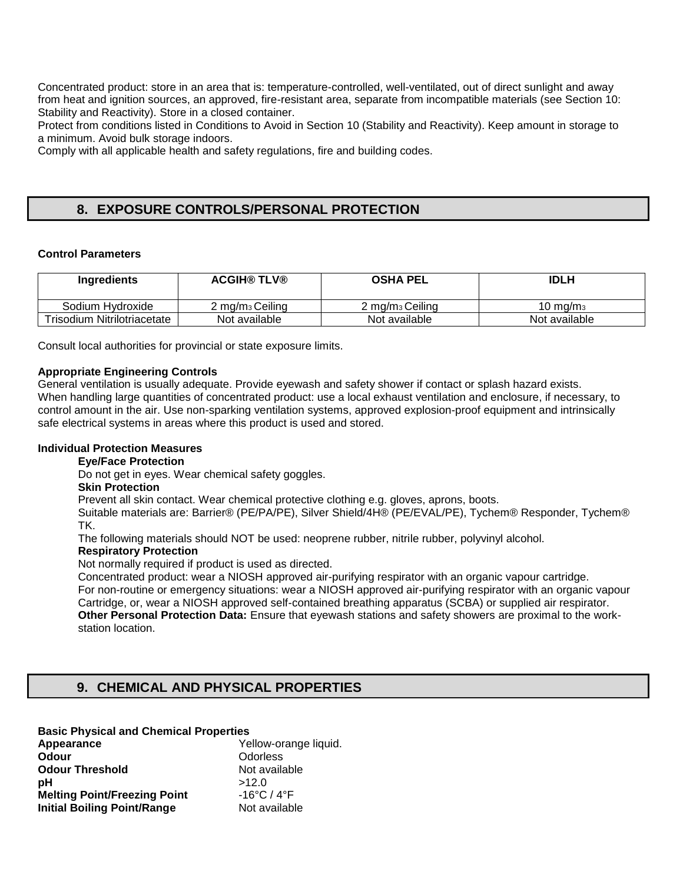Concentrated product: store in an area that is: temperature-controlled, well-ventilated, out of direct sunlight and away from heat and ignition sources, an approved, fire-resistant area, separate from incompatible materials (see Section 10: Stability and Reactivity). Store in a closed container.
Protect from conditions listed in Conditions to Avoid in Section 10 (Stability and Reactivity). Keep amount in storage to a minimum. Avoid bulk storage indoors.
Comply with all applicable health and safety regulations, fire and building codes.

## 8. EXPOSURE CONTROLS/PERSONAL PROTECTION

**Control Parameters**

| Ingredients | ACGIH® TLV® | OSHA PEL | IDLH |
|---|---|---|---|
| Sodium Hydroxide | 2 $mg/m^3$ Ceiling | 2 $mg/m^3$ Ceiling | 10 $mg/m^3$ |
| Trisodium Nitrilotriacetate | Not available | Not available | Not available |

Consult local authorities for provincial or state exposure limits.

**Appropriate Engineering Controls**
General ventilation is usually adequate. Provide eyewash and safety shower if contact or splash hazard exists.
When handling large quantities of concentrated product: use a local exhaust ventilation and enclosure, if necessary, to control amount in the air. Use non-sparking ventilation systems, approved explosion-proof equipment and intrinsically safe electrical systems in areas where this product is used and stored.

**Individual Protection Measures**

**Eye/Face Protection**
Do not get in eyes. Wear chemical safety goggles.

**Skin Protection**
Prevent all skin contact. Wear chemical protective clothing e.g. gloves, aprons, boots.
Suitable materials are: Barrier® (PE/PA/PE), Silver Shield/4H® (PE/EVAL/PE), Tychem® Responder, Tychem® TK.
The following materials should NOT be used: neoprene rubber, nitrile rubber, polyvinyl alcohol.

**Respiratory Protection**
Not normally required if product is used as directed.
Concentrated product: wear a NIOSH approved air-purifying respirator with an organic vapour cartridge.
For non-routine or emergency situations: wear a NIOSH approved air-purifying respirator with an organic vapour Cartridge, or, wear a NIOSH approved self-contained breathing apparatus (SCBA) or supplied air respirator.
**Other Personal Protection Data:** Ensure that eyewash stations and safety showers are proximal to the work-station location.

## 9. CHEMICAL AND PHYSICAL PROPERTIES

**Basic Physical and Chemical Properties**

| | |
|---|---|
| **Appearance** | Yellow-orange liquid. |
| **Odour** | Odorless |
| **Odour Threshold** | Not available |
| **pH** | >12.0 |
| **Melting Point/Freezing Point** | -16°C / 4°F |
| **Initial Boiling Point/Range** | Not available |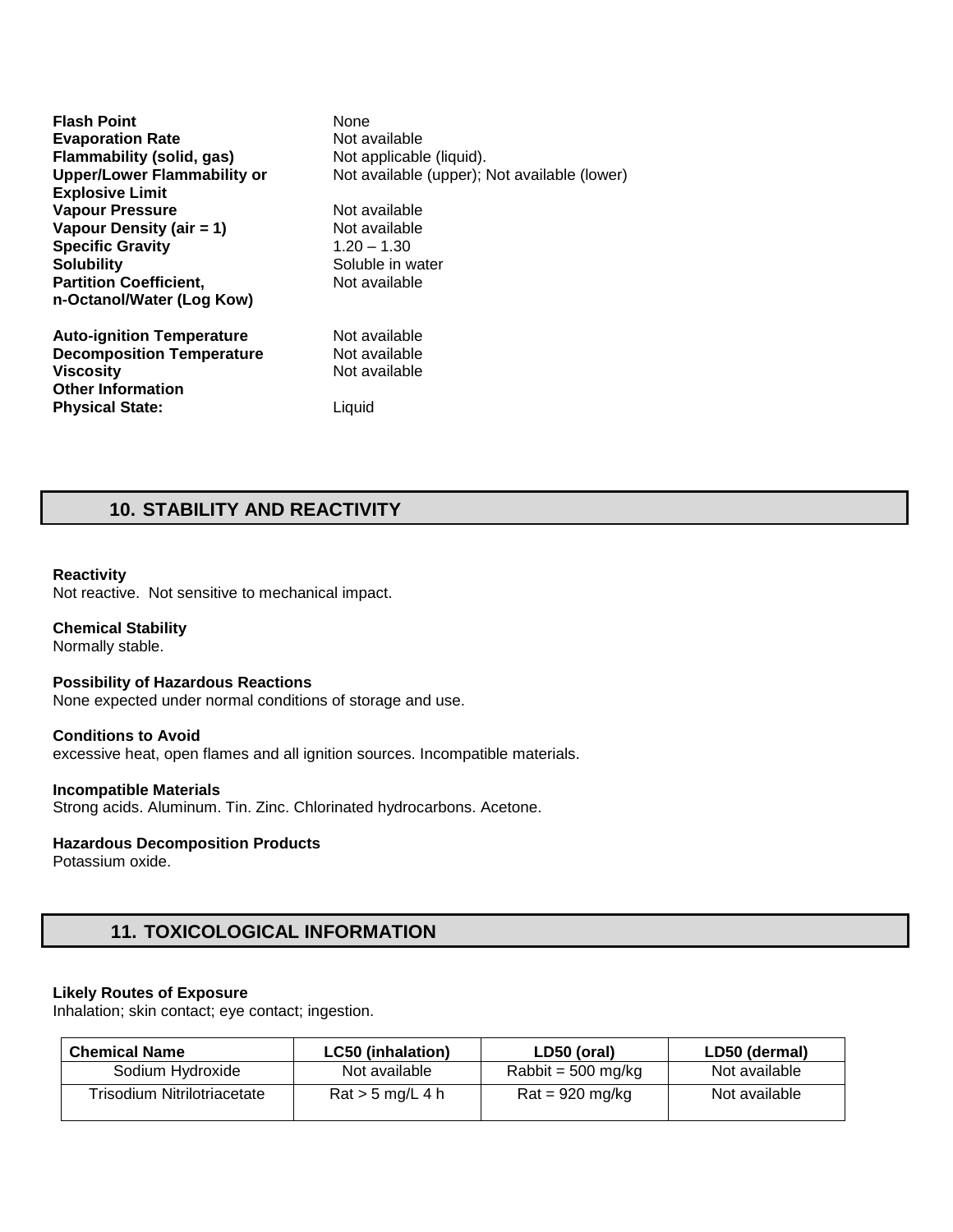**Flash Point** None
**Evaporation Rate** Not available
**Flammability (solid, gas)** Not applicable (liquid).
**Upper/Lower Flammability or Explosive Limit** Not available (upper); Not available (lower)
**Vapour Pressure** Not available
**Vapour Density (air = 1)** Not available
**Specific Gravity** 1.20 – 1.30
**Solubility** Soluble in water
**Partition Coefficient, n-Octanol/Water (Log Kow)** Not available

**Auto-ignition Temperature** Not available
**Decomposition Temperature** Not available
**Viscosity** Not available
**Other Information**
**Physical State:** Liquid

## 10. STABILITY AND REACTIVITY

**Reactivity**
Not reactive. Not sensitive to mechanical impact.

**Chemical Stability**
Normally stable.

**Possibility of Hazardous Reactions**
None expected under normal conditions of storage and use.

**Conditions to Avoid**
excessive heat, open flames and all ignition sources. Incompatible materials.

**Incompatible Materials**
Strong acids. Aluminum. Tin. Zinc. Chlorinated hydrocarbons. Acetone.

**Hazardous Decomposition Products**
Potassium oxide.

## 11. TOXICOLOGICAL INFORMATION

**Likely Routes of Exposure**
Inhalation; skin contact; eye contact; ingestion.

| Chemical Name | LC50 (inhalation) | LD50 (oral) | LD50 (dermal) |
|---|---|---|---|
| Sodium Hydroxide | Not available | Rabbit = 500 mg/kg | Not available |
| Trisodium Nitrilotriacetate | Rat > 5 mg/L 4 h | Rat = 920 mg/kg | Not available |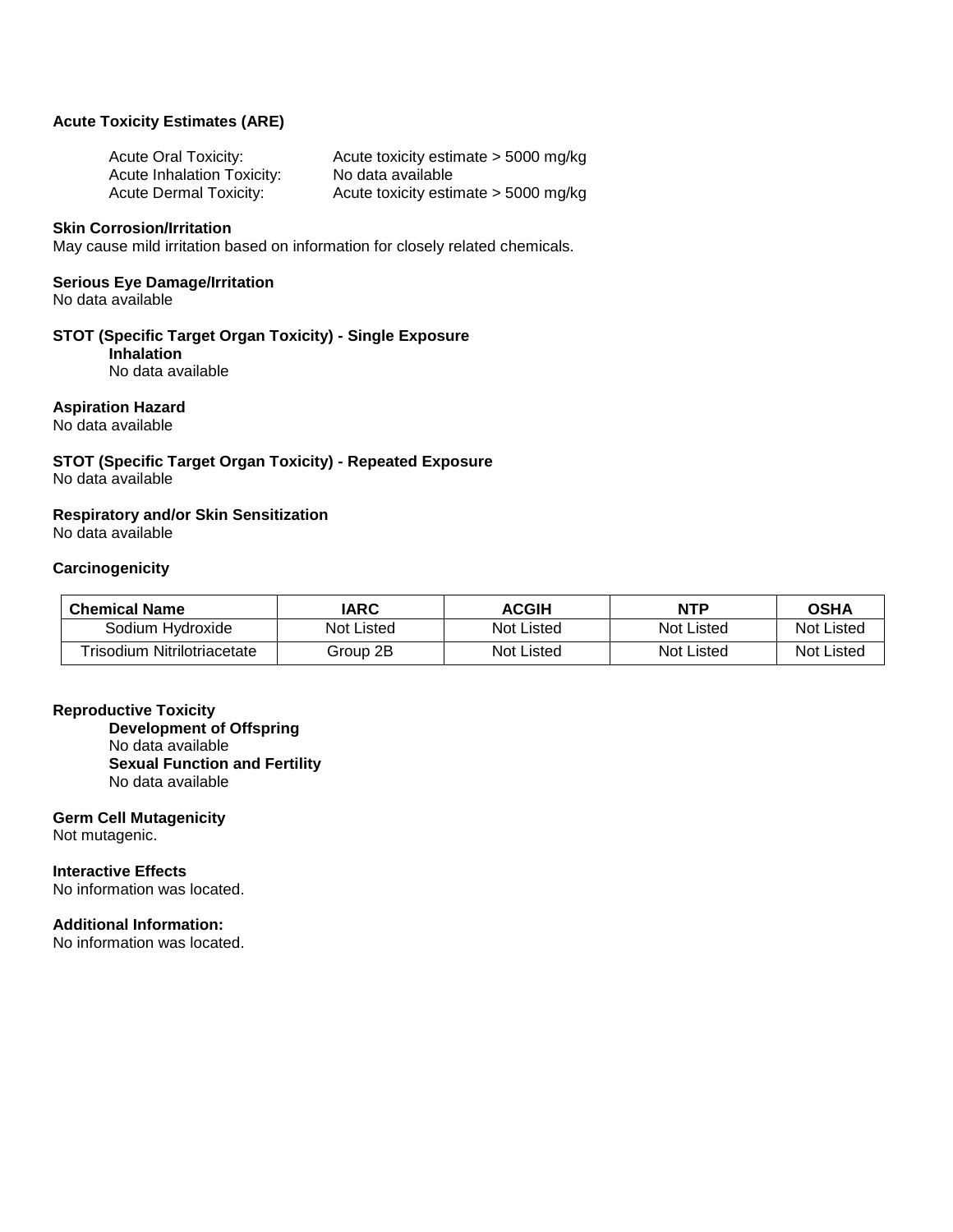**Acute Toxicity Estimates (ARE)**

Acute Oral Toxicity: Acute toxicity estimate > 5000 mg/kg
Acute Inhalation Toxicity: No data available
Acute Dermal Toxicity: Acute toxicity estimate > 5000 mg/kg

**Skin Corrosion/Irritation**
May cause mild irritation based on information for closely related chemicals.

**Serious Eye Damage/Irritation**
No data available

**STOT (Specific Target Organ Toxicity) - Single Exposure**
**Inhalation**
No data available

**Aspiration Hazard**
No data available

**STOT (Specific Target Organ Toxicity) - Repeated Exposure**
No data available

**Respiratory and/or Skin Sensitization**
No data available

**Carcinogenicity**

| Chemical Name | IARC | ACGIH | NTP | OSHA |
| --- | --- | --- | --- | --- |
| Sodium Hydroxide | Not Listed | Not Listed | Not Listed | Not Listed |
| Trisodium Nitrilotriacetate | Group 2B | Not Listed | Not Listed | Not Listed |

**Reproductive Toxicity**
**Development of Offspring**
No data available
**Sexual Function and Fertility**
No data available

**Germ Cell Mutagenicity**
Not mutagenic.

**Interactive Effects**
No information was located.

**Additional Information:**
No information was located.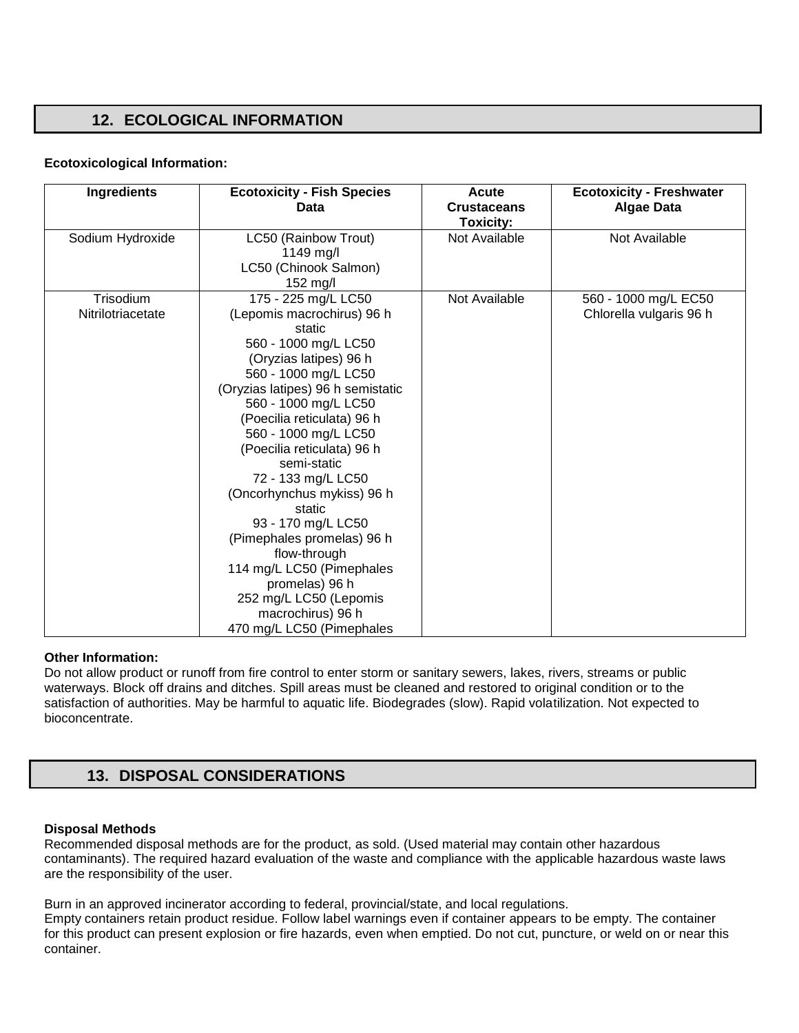## 12. ECOLOGICAL INFORMATION

**Ecotoxicological Information:**

| Ingredients | Ecotoxicity - Fish Species Data | Acute Crustaceans Toxicity: | Ecotoxicity - Freshwater Algae Data |
|---|---|---|---|
| Sodium Hydroxide | LC50 (Rainbow Trout) 1149 mg/l LC50 (Chinook Salmon) 152 mg/l | Not Available | Not Available |
| Trisodium Nitrilotriacetate | 175 - 225 mg/L LC50 (Lepomis macrochirus) 96 h static 560 - 1000 mg/L LC50 (Oryzias latipes) 96 h 560 - 1000 mg/L LC50 (Oryzias latipes) 96 h semistatic 560 - 1000 mg/L LC50 (Poecilia reticulata) 96 h 560 - 1000 mg/L LC50 (Poecilia reticulata) 96 h semi-static 72 - 133 mg/L LC50 (Oncorhynchus mykiss) 96 h static 93 - 170 mg/L LC50 (Pimephales promelas) 96 h flow-through 114 mg/L LC50 (Pimephales promelas) 96 h 252 mg/L LC50 (Lepomis macrochirus) 96 h 470 mg/L LC50 (Pimephales | Not Available | 560 - 1000 mg/L EC50 Chlorella vulgaris 96 h |

**Other Information:**
Do not allow product or runoff from fire control to enter storm or sanitary sewers, lakes, rivers, streams or public waterways. Block off drains and ditches. Spill areas must be cleaned and restored to original condition or to the satisfaction of authorities. May be harmful to aquatic life. Biodegrades (slow). Rapid volatilization. Not expected to bioconcentrate.

## 13. DISPOSAL CONSIDERATIONS

**Disposal Methods**
Recommended disposal methods are for the product, as sold. (Used material may contain other hazardous contaminants). The required hazard evaluation of the waste and compliance with the applicable hazardous waste laws are the responsibility of the user.

Burn in an approved incinerator according to federal, provincial/state, and local regulations.
Empty containers retain product residue. Follow label warnings even if container appears to be empty. The container for this product can present explosion or fire hazards, even when emptied. Do not cut, puncture, or weld on or near this container.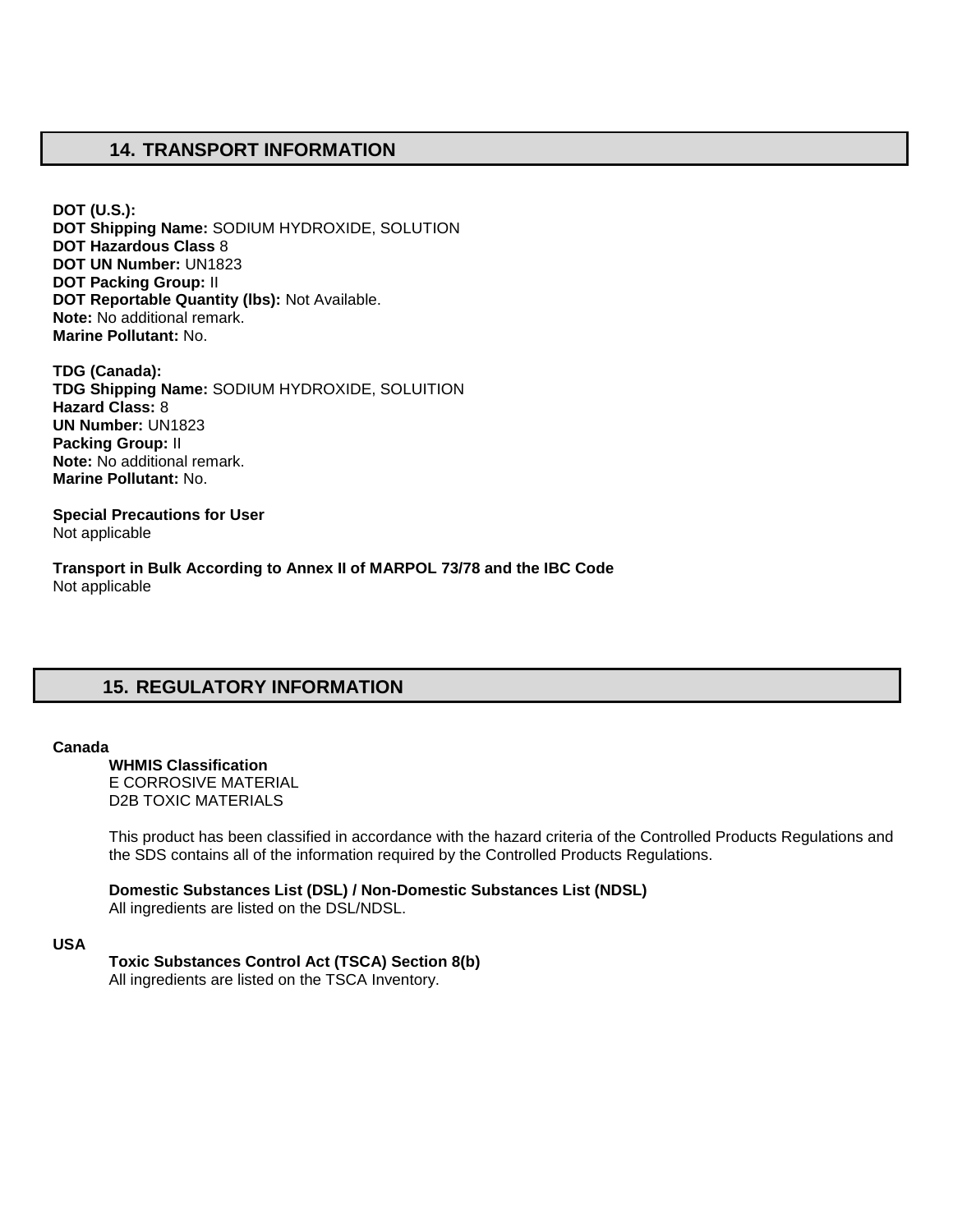## 14. TRANSPORT INFORMATION

**DOT (U.S.):**
**DOT Shipping Name:** SODIUM HYDROXIDE, SOLUTION
**DOT Hazardous Class** 8
**DOT UN Number:** UN1823
**DOT Packing Group:** II
**DOT Reportable Quantity (lbs):** Not Available.
**Note:** No additional remark.
**Marine Pollutant:** No.

**TDG (Canada):**
**TDG Shipping Name:** SODIUM HYDROXIDE, SOLUITION
**Hazard Class:** 8
**UN Number:** UN1823
**Packing Group:** II
**Note:** No additional remark.
**Marine Pollutant:** No.

**Special Precautions for User**
Not applicable

**Transport in Bulk According to Annex II of MARPOL 73/78 and the IBC Code**
Not applicable

## 15. REGULATORY INFORMATION

**Canada**

**WHMIS Classification**
E CORROSIVE MATERIAL
D2B TOXIC MATERIALS

This product has been classified in accordance with the hazard criteria of the Controlled Products Regulations and the SDS contains all of the information required by the Controlled Products Regulations.

**Domestic Substances List (DSL) / Non-Domestic Substances List (NDSL)**
All ingredients are listed on the DSL/NDSL.

**USA**

**Toxic Substances Control Act (TSCA) Section 8(b)**
All ingredients are listed on the TSCA Inventory.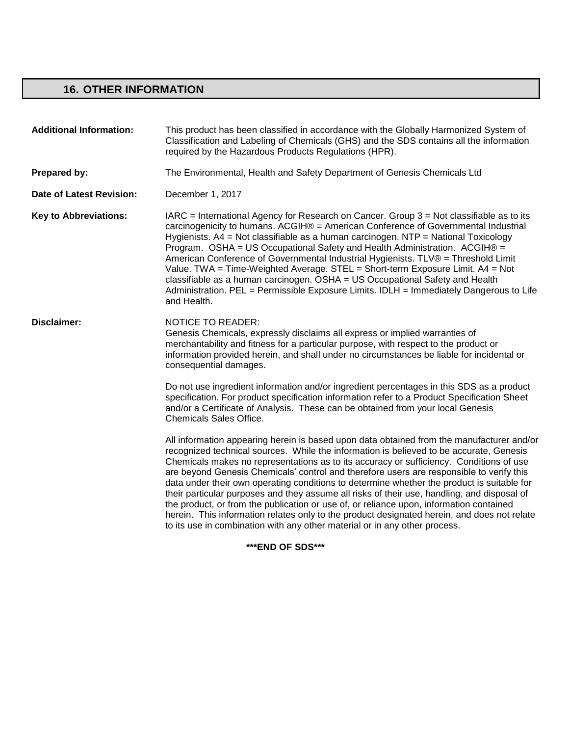## 16. OTHER INFORMATION

**Additional Information:** This product has been classified in accordance with the Globally Harmonized System of Classification and Labeling of Chemicals (GHS) and the SDS contains all the information required by the Hazardous Products Regulations (HPR).

**Prepared by:** The Environmental, Health and Safety Department of Genesis Chemicals Ltd

**Date of Latest Revision:** December 1, 2017

**Key to Abbreviations:** IARC = International Agency for Research on Cancer. Group 3 = Not classifiable as to its carcinogenicity to humans. ACGIH® = American Conference of Governmental Industrial Hygienists. A4 = Not classifiable as a human carcinogen. NTP = National Toxicology Program. OSHA = US Occupational Safety and Health Administration. ACGIH® = American Conference of Governmental Industrial Hygienists. TLV® = Threshold Limit Value. TWA = Time-Weighted Average. STEL = Short-term Exposure Limit. A4 = Not classifiable as a human carcinogen. OSHA = US Occupational Safety and Health Administration. PEL = Permissible Exposure Limits. IDLH = Immediately Dangerous to Life and Health.

**Disclaimer:** NOTICE TO READER:
Genesis Chemicals, expressly disclaims all express or implied warranties of merchantability and fitness for a particular purpose, with respect to the product or information provided herein, and shall under no circumstances be liable for incidental or consequential damages.

Do not use ingredient information and/or ingredient percentages in this SDS as a product specification. For product specification information refer to a Product Specification Sheet and/or a Certificate of Analysis. These can be obtained from your local Genesis Chemicals Sales Office.

All information appearing herein is based upon data obtained from the manufacturer and/or recognized technical sources. While the information is believed to be accurate, Genesis Chemicals makes no representations as to its accuracy or sufficiency. Conditions of use are beyond Genesis Chemicals' control and therefore users are responsible to verify this data under their own operating conditions to determine whether the product is suitable for their particular purposes and they assume all risks of their use, handling, and disposal of the product, or from the publication or use of, or reliance upon, information contained herein. This information relates only to the product designated herein, and does not relate to its use in combination with any other material or in any other process.

**\*\*\*END OF SDS\*\*\***